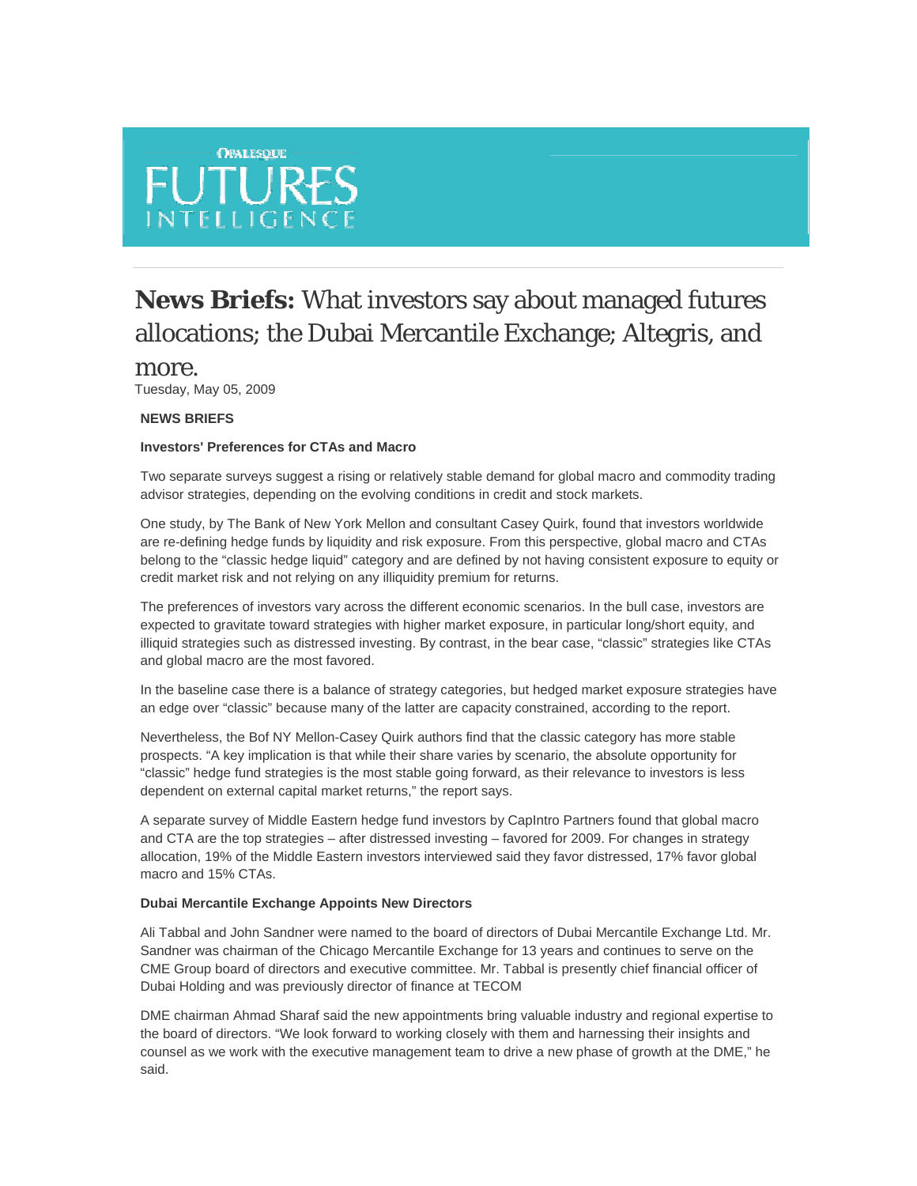Opalesque FUTURES INTELLIGENCE

# **News Briefs:** What investors say about managed futures allocations; the Dubai Mercantile Exchange; Altegris, and more.

Tuesday, May 05, 2009

**NEWS BRIEFS**

**Investors' Preferences for CTAs and Macro**

Two separate surveys suggest a rising or relatively stable demand for global macro and commodity trading advisor strategies, depending on the evolving conditions in credit and stock markets.

One study, by The Bank of New York Mellon and consultant Casey Quirk, found that investors worldwide are re-defining hedge funds by liquidity and risk exposure. From this perspective, global macro and CTAs belong to the "classic hedge liquid" category and are defined by not having consistent exposure to equity or credit market risk and not relying on any illiquidity premium for returns.

The preferences of investors vary across the different economic scenarios. In the bull case, investors are expected to gravitate toward strategies with higher market exposure, in particular long/short equity, and illiquid strategies such as distressed investing. By contrast, in the bear case, "classic" strategies like CTAs and global macro are the most favored.

In the baseline case there is a balance of strategy categories, but hedged market exposure strategies have an edge over "classic" because many of the latter are capacity constrained, according to the report.

Nevertheless, the Bof NY Mellon-Casey Quirk authors find that the classic category has more stable prospects. "A key implication is that while their share varies by scenario, the absolute opportunity for "classic" hedge fund strategies is the most stable going forward, as their relevance to investors is less dependent on external capital market returns," the report says.

A separate survey of Middle Eastern hedge fund investors by CapIntro Partners found that global macro and CTA are the top strategies – after distressed investing – favored for 2009. For changes in strategy allocation, 19% of the Middle Eastern investors interviewed said they favor distressed, 17% favor global macro and 15% CTAs.

**Dubai Mercantile Exchange Appoints New Directors**

Ali Tabbal and John Sandner were named to the board of directors of Dubai Mercantile Exchange Ltd. Mr. Sandner was chairman of the Chicago Mercantile Exchange for 13 years and continues to serve on the CME Group board of directors and executive committee. Mr. Tabbal is presently chief financial officer of Dubai Holding and was previously director of finance at TECOM

DME chairman Ahmad Sharaf said the new appointments bring valuable industry and regional expertise to the board of directors. "We look forward to working closely with them and harnessing their insights and counsel as we work with the executive management team to drive a new phase of growth at the DME," he said.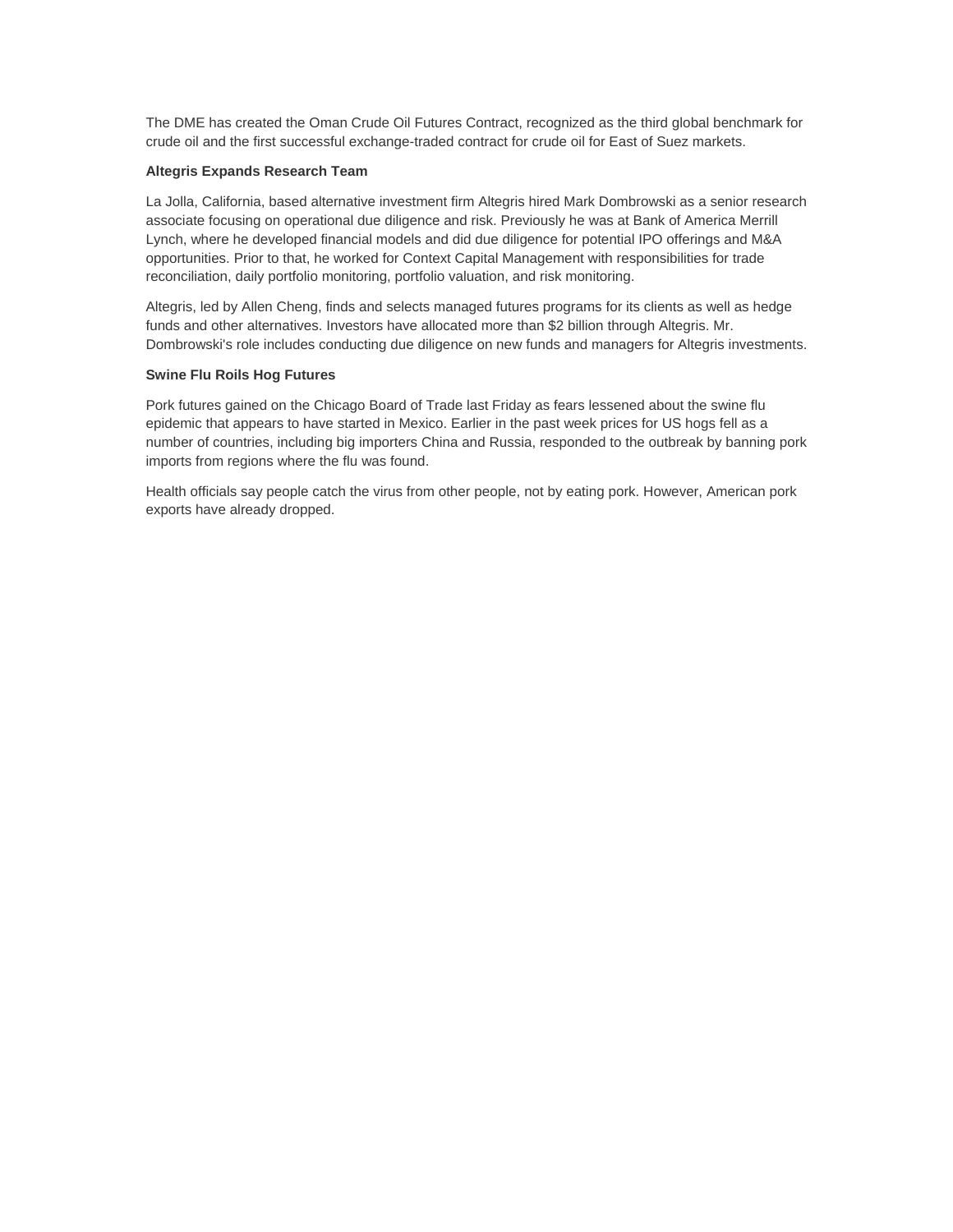The DME has created the Oman Crude Oil Futures Contract, recognized as the third global benchmark for crude oil and the first successful exchange-traded contract for crude oil for East of Suez markets.

**Altegris Expands Research Team**

La Jolla, California, based alternative investment firm Altegris hired Mark Dombrowski as a senior research associate focusing on operational due diligence and risk. Previously he was at Bank of America Merrill Lynch, where he developed financial models and did due diligence for potential IPO offerings and M&A opportunities. Prior to that, he worked for Context Capital Management with responsibilities for trade reconciliation, daily portfolio monitoring, portfolio valuation, and risk monitoring.

Altegris, led by Allen Cheng, finds and selects managed futures programs for its clients as well as hedge funds and other alternatives. Investors have allocated more than $2 billion through Altegris. Mr. Dombrowski's role includes conducting due diligence on new funds and managers for Altegris investments.

**Swine Flu Roils Hog Futures**

Pork futures gained on the Chicago Board of Trade last Friday as fears lessened about the swine flu epidemic that appears to have started in Mexico. Earlier in the past week prices for US hogs fell as a number of countries, including big importers China and Russia, responded to the outbreak by banning pork imports from regions where the flu was found.

Health officials say people catch the virus from other people, not by eating pork. However, American pork exports have already dropped.